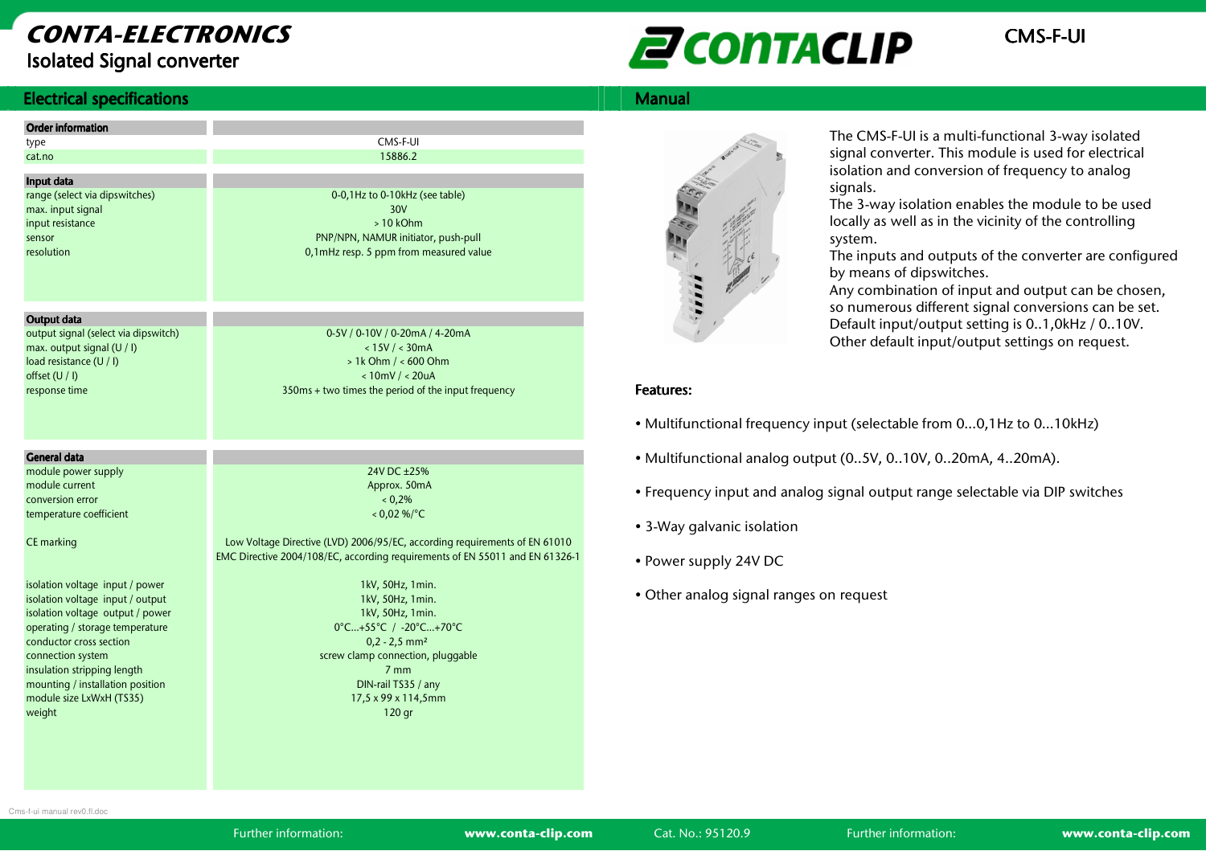# CONTA-ELECTRONICS

Isolated Signal converter

CONTACLIP

CMS-F-UI

## Electrical specifications

| Order information | |
|---|---|
| type | CMS-F-UI |
| cat.no | 15886.2 |

| Input data | |
|---|---|
| range (select via dipswitches) | 0-0,1Hz to 0-10kHz (see table) |
| max. input signal | 30V |
| input resistance | > 10 kOhm |
| sensor | PNP/NPN, NAMUR initiator, push-pull |
| resolution | 0,1mHz resp. 5 ppm from measured value |

| Output data | |
|---|---|
| output signal (select via dipswitch) | 0-5V / 0-10V / 0-20mA / 4-20mA |
| max. output signal (U / I) | < 15V / < 30mA |
| load resistance (U / I) | > 1k Ohm / < 600 Ohm |
| offset (U / I) | < 10mV / < 20uA |
| response time | 350ms + two times the period of the input frequency |

| General data | |
|---|---|
| module power supply | 24V DC ±25% |
| module current | Approx. 50mA |
| conversion error | < 0,2% |
| temperature coefficient | < 0,02 %/°C |
| CE marking | Low Voltage Directive (LVD) 2006/95/EC, according requirements of EN 61010<br>EMC Directive 2004/108/EC, according requirements of EN 55011 and EN 61326-1 |
| isolation voltage input / power | 1kV, 50Hz, 1min. |
| isolation voltage input / output | 1kV, 50Hz, 1min. |
| isolation voltage output / power | 1kV, 50Hz, 1min. |
| operating / storage temperature | 0°C...+55°C / -20°C...+70°C |
| conductor cross section | 0,2 - 2,5 mm² |
| connection system | screw clamp connection, pluggable |
| insulation stripping length | 7 mm |
| mounting / installation position | DIN-rail TS35 / any |
| module size LxWxH (TS35) | 17,5 x 99 x 114,5mm |
| weight | 120 gr |

## Manual

The CMS-F-UI is a multi-functional 3-way isolated signal converter. This module is used for electrical isolation and conversion of frequency to analog signals.
The 3-way isolation enables the module to be used locally as well as in the vicinity of the controlling system.
The inputs and outputs of the converter are configured by means of dipswitches.
Any combination of input and output can be chosen, so numerous different signal conversions can be set.
Default input/output setting is 0..1,0kHz / 0..10V.
Other default input/output settings on request.

**Features:**

- Multifunctional frequency input (selectable from 0...0,1Hz to 0...10kHz)
- Multifunctional analog output (0..5V, 0..10V, 0..20mA, 4..20mA).
- Frequency input and analog signal output range selectable via DIP switches
- 3-Way galvanic isolation
- Power supply 24V DC
- Other analog signal ranges on request

Cms-f-ui manual rev0.fl.doc

Further information: **www.conta-clip.com** Cat. No.: 95120.9 Further information: **www.conta-clip.com**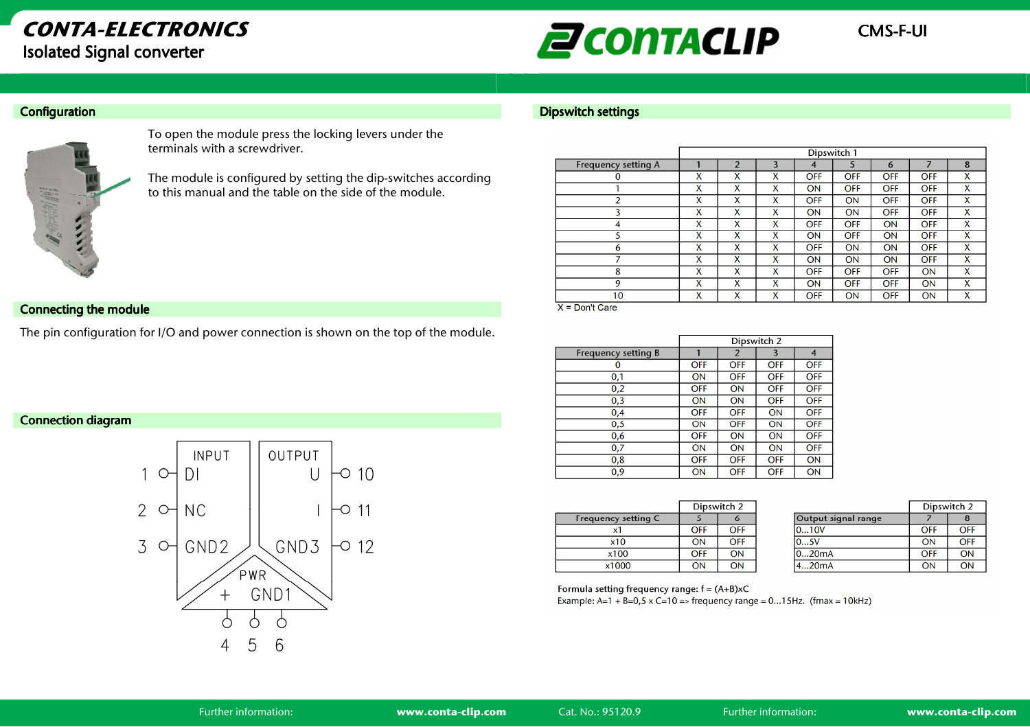CONTA-ELECTRONICS

Isolated Signal converter

CMS-F-UI

## Configuration

To open the module press the locking levers under the terminals with a screwdriver.

The module is configured by setting the dip-switches according to this manual and the table on the side of the module.

## Connecting the module

The pin configuration for I/O and power connection is shown on the top of the module.

## Connection diagram

INPUT
1 DI
2 NC
3 GND2

OUTPUT
U 10
I 11
GND3 12

PWR
+ GND1
4 5 6

## Dipswitch settings

| | Dipswitch 1 | | | | | | | |
|---|---|---|---|---|---|---|---|---|
| Frequency setting A | 1 | 2 | 3 | 4 | 5 | 6 | 7 | 8 |
| 0 | X | X | X | OFF | OFF | OFF | OFF | X |
| 1 | X | X | X | ON | OFF | OFF | OFF | X |
| 2 | X | X | X | OFF | ON | OFF | OFF | X |
| 3 | X | X | X | ON | ON | OFF | OFF | X |
| 4 | X | X | X | OFF | OFF | ON | OFF | X |
| 5 | X | X | X | ON | OFF | ON | OFF | X |
| 6 | X | X | X | OFF | ON | ON | OFF | X |
| 7 | X | X | X | ON | ON | ON | OFF | X |
| 8 | X | X | X | OFF | OFF | OFF | ON | X |
| 9 | X | X | X | ON | OFF | OFF | ON | X |
| 10 | X | X | X | OFF | ON | OFF | ON | X |

X = Don't Care

| | Dipswitch 2 | | | |
|---|---|---|---|---|
| Frequency setting B | 1 | 2 | 3 | 4 |
| 0 | OFF | OFF | OFF | OFF |
| 0,1 | ON | OFF | OFF | OFF |
| 0,2 | OFF | ON | OFF | OFF |
| 0,3 | ON | ON | OFF | OFF |
| 0,4 | OFF | OFF | ON | OFF |
| 0,5 | ON | OFF | ON | OFF |
| 0,6 | OFF | ON | ON | OFF |
| 0,7 | ON | ON | ON | OFF |
| 0,8 | OFF | OFF | OFF | ON |
| 0,9 | ON | OFF | OFF | ON |

| | Dipswitch 2 | |
|---|---|---|
| Frequency setting C | 5 | 6 |
| x1 | OFF | OFF |
| x10 | ON | OFF |
| x100 | OFF | ON |
| x1000 | ON | ON |

| | Dipswitch 2 | |
|---|---|---|
| Output signal range | 7 | 8 |
| 0...10V | OFF | OFF |
| 0...5V | ON | OFF |
| 0...20mA | OFF | ON |
| 4...20mA | ON | ON |

Formula setting frequency range: $f = (A+B) \times C$

Example: A=1 + B=0,5 x C=10 => frequency range = 0...15Hz. (fmax = 10kHz)

Further information: www.conta-clip.com Cat. No.: 95120.9 Further information: www.conta-clip.com